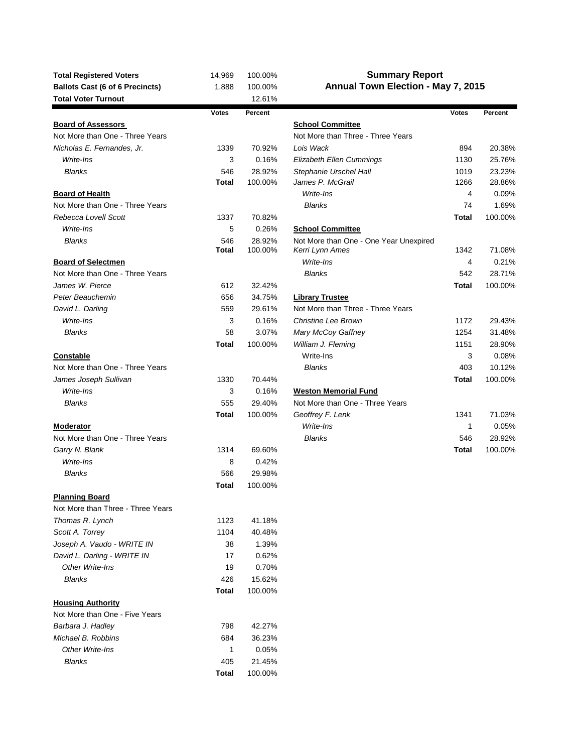# Summary Report
## Annual Town Election - May 7, 2015

| | | |
|---|---|---|
| **Total Registered Voters** | 14,969 | 100.00% |
| **Ballots Cast (6 of 6 Precincts)** | 1,888 | 100.00% |
| **Total Voter Turnout** | | 12.61% |

| | Votes | Percent |
|---|---|---|
| **Board of Assessors** | | |
| Not More than One - Three Years | | |
| *Nicholas E. Fernandes, Jr.* | 1339 | 70.92% |
| *Write-Ins* | 3 | 0.16% |
| *Blanks* | 546 | 28.92% |
| | **Total** | 100.00% |
| **Board of Health** | | |
| Not More than One - Three Years | | |
| *Rebecca Lovell Scott* | 1337 | 70.82% |
| *Write-Ins* | 5 | 0.26% |
| *Blanks* | 546 | 28.92% |
| | **Total** | 100.00% |
| **Board of Selectmen** | | |
| Not More than One - Three Years | | |
| *James W. Pierce* | 612 | 32.42% |
| *Peter Beauchemin* | 656 | 34.75% |
| *David L. Darling* | 559 | 29.61% |
| *Write-Ins* | 3 | 0.16% |
| *Blanks* | 58 | 3.07% |
| | **Total** | 100.00% |
| **Constable** | | |
| Not More than One - Three Years | | |
| *James Joseph Sullivan* | 1330 | 70.44% |
| *Write-Ins* | 3 | 0.16% |
| *Blanks* | 555 | 29.40% |
| | **Total** | 100.00% |
| **Moderator** | | |
| Not More than One - Three Years | | |
| *Garry N. Blank* | 1314 | 69.60% |
| *Write-Ins* | 8 | 0.42% |
| *Blanks* | 566 | 29.98% |
| | **Total** | 100.00% |
| **Planning Board** | | |
| Not More than Three - Three Years | | |
| *Thomas R. Lynch* | 1123 | 41.18% |
| *Scott A. Torrey* | 1104 | 40.48% |
| *Joseph A. Vaudo - WRITE IN* | 38 | 1.39% |
| *David L. Darling - WRITE IN* | 17 | 0.62% |
| *Other Write-Ins* | 19 | 0.70% |
| *Blanks* | 426 | 15.62% |
| | **Total** | 100.00% |
| **Housing Authority** | | |
| Not More than One - Five Years | | |
| *Barbara J. Hadley* | 798 | 42.27% |
| *Michael B. Robbins* | 684 | 36.23% |
| *Other Write-Ins* | 1 | 0.05% |
| *Blanks* | 405 | 21.45% |
| | **Total** | 100.00% |

| | Votes | Percent |
|---|---|---|
| **School Committee** | | |
| Not More than Three - Three Years | | |
| *Lois Wack* | 894 | 20.38% |
| *Elizabeth Ellen Cummings* | 1130 | 25.76% |
| *Stephanie Urschel Hall* | 1019 | 23.23% |
| *James P. McGrail* | 1266 | 28.86% |
| *Write-Ins* | 4 | 0.09% |
| *Blanks* | 74 | 1.69% |
| | **Total** | 100.00% |
| **School Committee** | | |
| Not More than One - One Year Unexpired | | |
| *Kerri Lynn Ames* | 1342 | 71.08% |
| *Write-Ins* | 4 | 0.21% |
| *Blanks* | 542 | 28.71% |
| | **Total** | 100.00% |
| **Library Trustee** | | |
| Not More than Three - Three Years | | |
| *Christine Lee Brown* | 1172 | 29.43% |
| *Mary McCoy Gaffney* | 1254 | 31.48% |
| *William J. Fleming* | 1151 | 28.90% |
| Write-Ins | 3 | 0.08% |
| *Blanks* | 403 | 10.12% |
| | **Total** | 100.00% |
| **Weston Memorial Fund** | | |
| Not More than One - Three Years | | |
| *Geoffrey F. Lenk* | 1341 | 71.03% |
| *Write-Ins* | 1 | 0.05% |
| *Blanks* | 546 | 28.92% |
| | **Total** | 100.00% |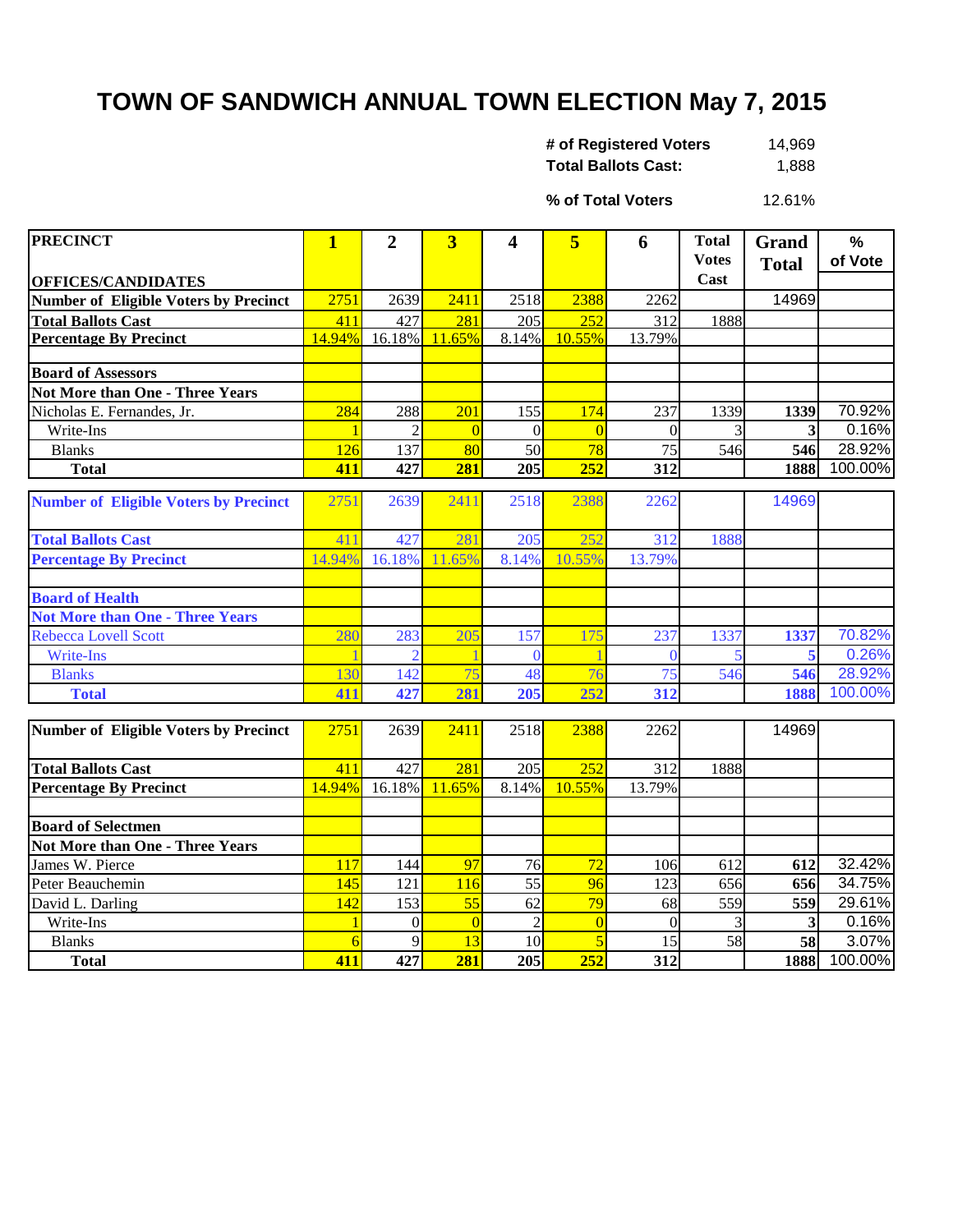# TOWN OF SANDWICH ANNUAL TOWN ELECTION May 7, 2015

| | |
|---|---|
| **# of Registered Voters** | 14,969 |
| **Total Ballots Cast:** | 1,888 |
| **% of Total Voters** | 12.61% |

| PRECINCT<br><br>OFFICES/CANDIDATES | 1 | 2 | 3 | 4 | 5 | 6 | Total Votes Cast | Grand Total | % of Vote |
|---|---|---|---|---|---|---|---|---|---|
| **Number of Eligible Voters by Precinct** | 2751 | 2639 | 2411 | 2518 | 2388 | 2262 | | 14969 | |
| **Total Ballots Cast** | 411 | 427 | 281 | 205 | 252 | 312 | 1888 | | |
| **Percentage By Precinct** | 14.94% | 16.18% | 11.65% | 8.14% | 10.55% | 13.79% | | | |
| | | | | | | | | | |
| **Board of Assessors** | | | | | | | | | |
| **Not More than One - Three Years** | | | | | | | | | |
| Nicholas E. Fernandes, Jr. | 284 | 288 | 201 | 155 | 174 | 237 | 1339 | **1339** | 70.92% |
| Write-Ins | 1 | 2 | 0 | 0 | 0 | 0 | 3 | **3** | 0.16% |
| Blanks | 126 | 137 | 80 | 50 | 78 | 75 | 546 | **546** | 28.92% |
| **Total** | **411** | **427** | **281** | **205** | **252** | **312** | | **1888** | 100.00% |

| | | | | | | | | | |
|---|---|---|---|---|---|---|---|---|---|
| **Number of Eligible Voters by Precinct** | 2751 | 2639 | 2411 | 2518 | 2388 | 2262 | | 14969 | |
| **Total Ballots Cast** | 411 | 427 | 281 | 205 | 252 | 312 | 1888 | | |
| **Percentage By Precinct** | 14.94% | 16.18% | 11.65% | 8.14% | 10.55% | 13.79% | | | |
| | | | | | | | | | |
| **Board of Health** | | | | | | | | | |
| **Not More than One - Three Years** | | | | | | | | | |
| Rebecca Lovell Scott | 280 | 283 | 205 | 157 | 175 | 237 | 1337 | **1337** | 70.82% |
| Write-Ins | 1 | 2 | 1 | 0 | 1 | 0 | 5 | **5** | 0.26% |
| Blanks | 130 | 142 | 75 | 48 | 76 | 75 | 546 | **546** | 28.92% |
| **Total** | **411** | **427** | **281** | **205** | **252** | **312** | | **1888** | 100.00% |

| | | | | | | | | | |
|---|---|---|---|---|---|---|---|---|---|
| **Number of Eligible Voters by Precinct** | 2751 | 2639 | 2411 | 2518 | 2388 | 2262 | | 14969 | |
| **Total Ballots Cast** | 411 | 427 | 281 | 205 | 252 | 312 | 1888 | | |
| **Percentage By Precinct** | 14.94% | 16.18% | 11.65% | 8.14% | 10.55% | 13.79% | | | |
| | | | | | | | | | |
| **Board of Selectmen** | | | | | | | | | |
| **Not More than One - Three Years** | | | | | | | | | |
| James W. Pierce | 117 | 144 | 97 | 76 | 72 | 106 | 612 | **612** | 32.42% |
| Peter Beauchemin | 145 | 121 | 116 | 55 | 96 | 123 | 656 | **656** | 34.75% |
| David L. Darling | 142 | 153 | 55 | 62 | 79 | 68 | 559 | **559** | 29.61% |
| Write-Ins | 1 | 0 | 0 | 2 | 0 | 0 | 3 | **3** | 0.16% |
| Blanks | 6 | 9 | 13 | 10 | 5 | 15 | 58 | **58** | 3.07% |
| **Total** | **411** | **427** | **281** | **205** | **252** | **312** | | **1888** | 100.00% |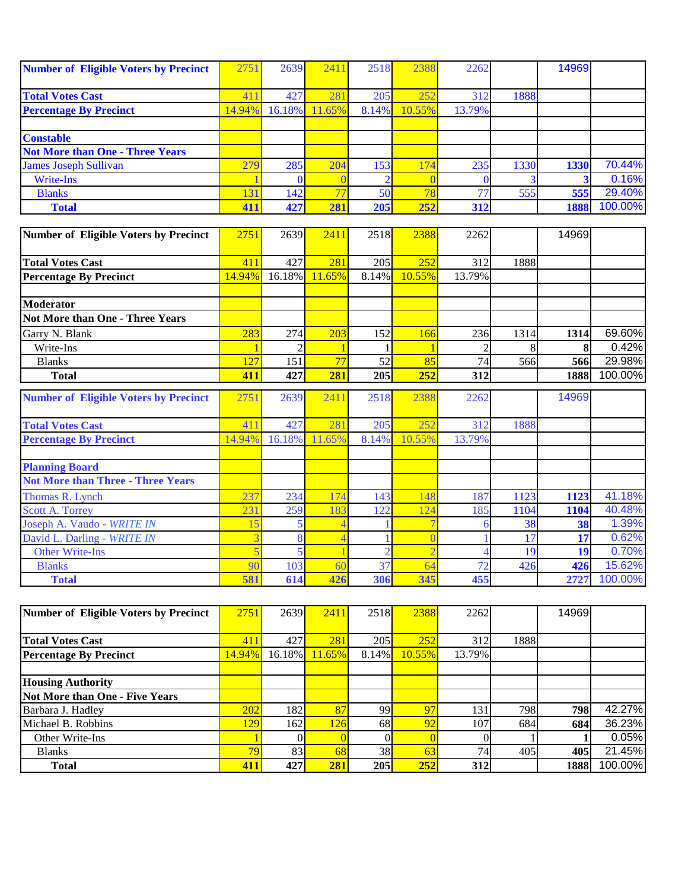| Number of Eligible Voters by Precinct | 2751 | 2639 | 2411 | 2518 | 2388 | 2262 | | 14969 | |
|---|---|---|---|---|---|---|---|---|---|
| Total Votes Cast | 411 | 427 | 281 | 205 | 252 | 312 | 1888 | | |
| Percentage By Precinct | 14.94% | 16.18% | 11.65% | 8.14% | 10.55% | 13.79% | | | |
| | | | | | | | | | |
| **Constable** | | | | | | | | | |
| **Not More than One - Three Years** | | | | | | | | | |
| James Joseph Sullivan | 279 | 285 | 204 | 153 | 174 | 235 | 1330 | **1330** | 70.44% |
| Write-Ins | 1 | 0 | 0 | 2 | 0 | 0 | 3 | **3** | 0.16% |
| Blanks | 131 | 142 | 77 | 50 | 78 | 77 | 555 | **555** | 29.40% |
| **Total** | **411** | **427** | **281** | **205** | **252** | **312** | | **1888** | 100.00% |

| Number of Eligible Voters by Precinct | 2751 | 2639 | 2411 | 2518 | 2388 | 2262 | | 14969 | |
|---|---|---|---|---|---|---|---|---|---|
| Total Votes Cast | 411 | 427 | 281 | 205 | 252 | 312 | 1888 | | |
| Percentage By Precinct | 14.94% | 16.18% | 11.65% | 8.14% | 10.55% | 13.79% | | | |
| | | | | | | | | | |
| **Moderator** | | | | | | | | | |
| **Not More than One - Three Years** | | | | | | | | | |
| Garry N. Blank | 283 | 274 | 203 | 152 | 166 | 236 | 1314 | **1314** | 69.60% |
| Write-Ins | 1 | 2 | 1 | 1 | 1 | 2 | 8 | **8** | 0.42% |
| Blanks | 127 | 151 | 77 | 52 | 85 | 74 | 566 | **566** | 29.98% |
| **Total** | **411** | **427** | **281** | **205** | **252** | **312** | | **1888** | 100.00% |

| Number of Eligible Voters by Precinct | 2751 | 2639 | 2411 | 2518 | 2388 | 2262 | | 14969 | |
|---|---|---|---|---|---|---|---|---|---|
| Total Votes Cast | 411 | 427 | 281 | 205 | 252 | 312 | 1888 | | |
| Percentage By Precinct | 14.94% | 16.18% | 11.65% | 8.14% | 10.55% | 13.79% | | | |
| | | | | | | | | | |
| **Planning Board** | | | | | | | | | |
| **Not More than Three - Three Years** | | | | | | | | | |
| Thomas R. Lynch | 237 | 234 | 174 | 143 | 148 | 187 | 1123 | **1123** | 41.18% |
| Scott A. Torrey | 231 | 259 | 183 | 122 | 124 | 185 | 1104 | **1104** | 40.48% |
| Joseph A. Vaudo - *WRITE IN* | 15 | 5 | 4 | 1 | 7 | 6 | 38 | **38** | 1.39% |
| David L. Darling - *WRITE IN* | 3 | 8 | 4 | 1 | 0 | 1 | 17 | **17** | 0.62% |
| Other Write-Ins | 5 | 5 | 1 | 2 | 2 | 4 | 19 | **19** | 0.70% |
| Blanks | 90 | 103 | 60 | 37 | 64 | 72 | 426 | **426** | 15.62% |
| **Total** | **581** | **614** | **426** | **306** | **345** | **455** | | **2727** | 100.00% |

| Number of Eligible Voters by Precinct | 2751 | 2639 | 2411 | 2518 | 2388 | 2262 | | 14969 | |
|---|---|---|---|---|---|---|---|---|---|
| Total Votes Cast | 411 | 427 | 281 | 205 | 252 | 312 | 1888 | | |
| Percentage By Precinct | 14.94% | 16.18% | 11.65% | 8.14% | 10.55% | 13.79% | | | |
| | | | | | | | | | |
| **Housing Authority** | | | | | | | | | |
| **Not More than One - Five Years** | | | | | | | | | |
| Barbara J. Hadley | 202 | 182 | 87 | 99 | 97 | 131 | 798 | **798** | 42.27% |
| Michael B. Robbins | 129 | 162 | 126 | 68 | 92 | 107 | 684 | **684** | 36.23% |
| Other Write-Ins | 1 | 0 | 0 | 0 | 0 | 0 | 1 | **1** | 0.05% |
| Blanks | 79 | 83 | 68 | 38 | 63 | 74 | 405 | **405** | 21.45% |
| **Total** | **411** | **427** | **281** | **205** | **252** | **312** | | **1888** | 100.00% |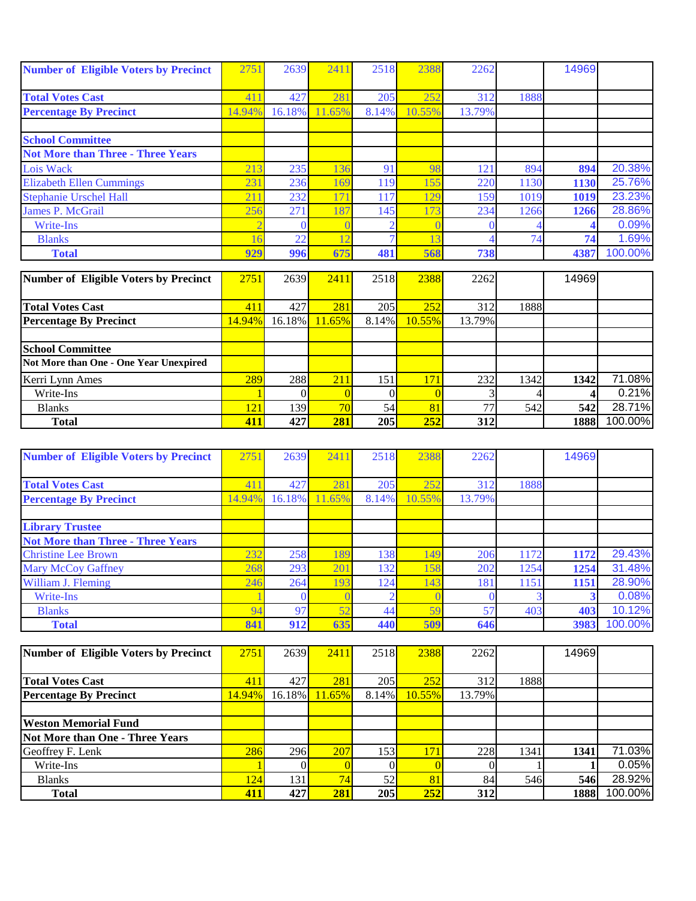| | | | | | | | | | |
|---|---|---|---|---|---|---|---|---|---|
| **Number of Eligible Voters by Precinct** | 2751 | 2639 | 2411 | 2518 | 2388 | 2262 | | 14969 | |
| **Total Votes Cast** | 411 | 427 | 281 | 205 | 252 | 312 | 1888 | | |
| **Percentage By Precinct** | 14.94% | 16.18% | 11.65% | 8.14% | 10.55% | 13.79% | | | |
| | | | | | | | | | |
| **School Committee** | | | | | | | | | |
| **Not More than Three - Three Years** | | | | | | | | | |
| Lois Wack | 213 | 235 | 136 | 91 | 98 | 121 | 894 | **894** | 20.38% |
| Elizabeth Ellen Cummings | 231 | 236 | 169 | 119 | 155 | 220 | 1130 | **1130** | 25.76% |
| Stephanie Urschel Hall | 211 | 232 | 171 | 117 | 129 | 159 | 1019 | **1019** | 23.23% |
| James P. McGrail | 256 | 271 | 187 | 145 | 173 | 234 | 1266 | **1266** | 28.86% |
| Write-Ins | 2 | 0 | 0 | 2 | 0 | 0 | 4 | **4** | 0.09% |
| Blanks | 16 | 22 | 12 | 7 | 13 | 4 | 74 | **74** | 1.69% |
| **Total** | **929** | **996** | **675** | **481** | **568** | **738** | | **4387** | 100.00% |

| | | | | | | | | | |
|---|---|---|---|---|---|---|---|---|---|
| **Number of Eligible Voters by Precinct** | 2751 | 2639 | 2411 | 2518 | 2388 | 2262 | | 14969 | |
| **Total Votes Cast** | 411 | 427 | 281 | 205 | 252 | 312 | 1888 | | |
| **Percentage By Precinct** | 14.94% | 16.18% | 11.65% | 8.14% | 10.55% | 13.79% | | | |
| | | | | | | | | | |
| **School Committee** | | | | | | | | | |
| **Not More than One - One Year Unexpired** | | | | | | | | | |
| Kerri Lynn Ames | 289 | 288 | 211 | 151 | 171 | 232 | 1342 | **1342** | 71.08% |
| Write-Ins | 1 | 0 | 0 | 0 | 0 | 3 | 4 | **4** | 0.21% |
| Blanks | 121 | 139 | 70 | 54 | 81 | 77 | 542 | **542** | 28.71% |
| **Total** | **411** | **427** | **281** | **205** | **252** | **312** | | **1888** | 100.00% |

| | | | | | | | | | |
|---|---|---|---|---|---|---|---|---|---|
| **Number of Eligible Voters by Precinct** | 2751 | 2639 | 2411 | 2518 | 2388 | 2262 | | 14969 | |
| **Total Votes Cast** | 411 | 427 | 281 | 205 | 252 | 312 | 1888 | | |
| **Percentage By Precinct** | 14.94% | 16.18% | 11.65% | 8.14% | 10.55% | 13.79% | | | |
| | | | | | | | | | |
| **Library Trustee** | | | | | | | | | |
| **Not More than Three - Three Years** | | | | | | | | | |
| Christine Lee Brown | 232 | 258 | 189 | 138 | 149 | 206 | 1172 | **1172** | 29.43% |
| Mary McCoy Gaffney | 268 | 293 | 201 | 132 | 158 | 202 | 1254 | **1254** | 31.48% |
| William J. Fleming | 246 | 264 | 193 | 124 | 143 | 181 | 1151 | **1151** | 28.90% |
| Write-Ins | 1 | 0 | 0 | 2 | 0 | 0 | 3 | **3** | 0.08% |
| Blanks | 94 | 97 | 52 | 44 | 59 | 57 | 403 | **403** | 10.12% |
| **Total** | **841** | **912** | **635** | **440** | **509** | **646** | | **3983** | 100.00% |

| | | | | | | | | | |
|---|---|---|---|---|---|---|---|---|---|
| **Number of Eligible Voters by Precinct** | 2751 | 2639 | 2411 | 2518 | 2388 | 2262 | | 14969 | |
| **Total Votes Cast** | 411 | 427 | 281 | 205 | 252 | 312 | 1888 | | |
| **Percentage By Precinct** | 14.94% | 16.18% | 11.65% | 8.14% | 10.55% | 13.79% | | | |
| | | | | | | | | | |
| **Weston Memorial Fund** | | | | | | | | | |
| **Not More than One - Three Years** | | | | | | | | | |
| Geoffrey F. Lenk | 286 | 296 | 207 | 153 | 171 | 228 | 1341 | **1341** | 71.03% |
| Write-Ins | 1 | 0 | 0 | 0 | 0 | 0 | 1 | **1** | 0.05% |
| Blanks | 124 | 131 | 74 | 52 | 81 | 84 | 546 | **546** | 28.92% |
| **Total** | **411** | **427** | **281** | **205** | **252** | **312** | | **1888** | 100.00% |